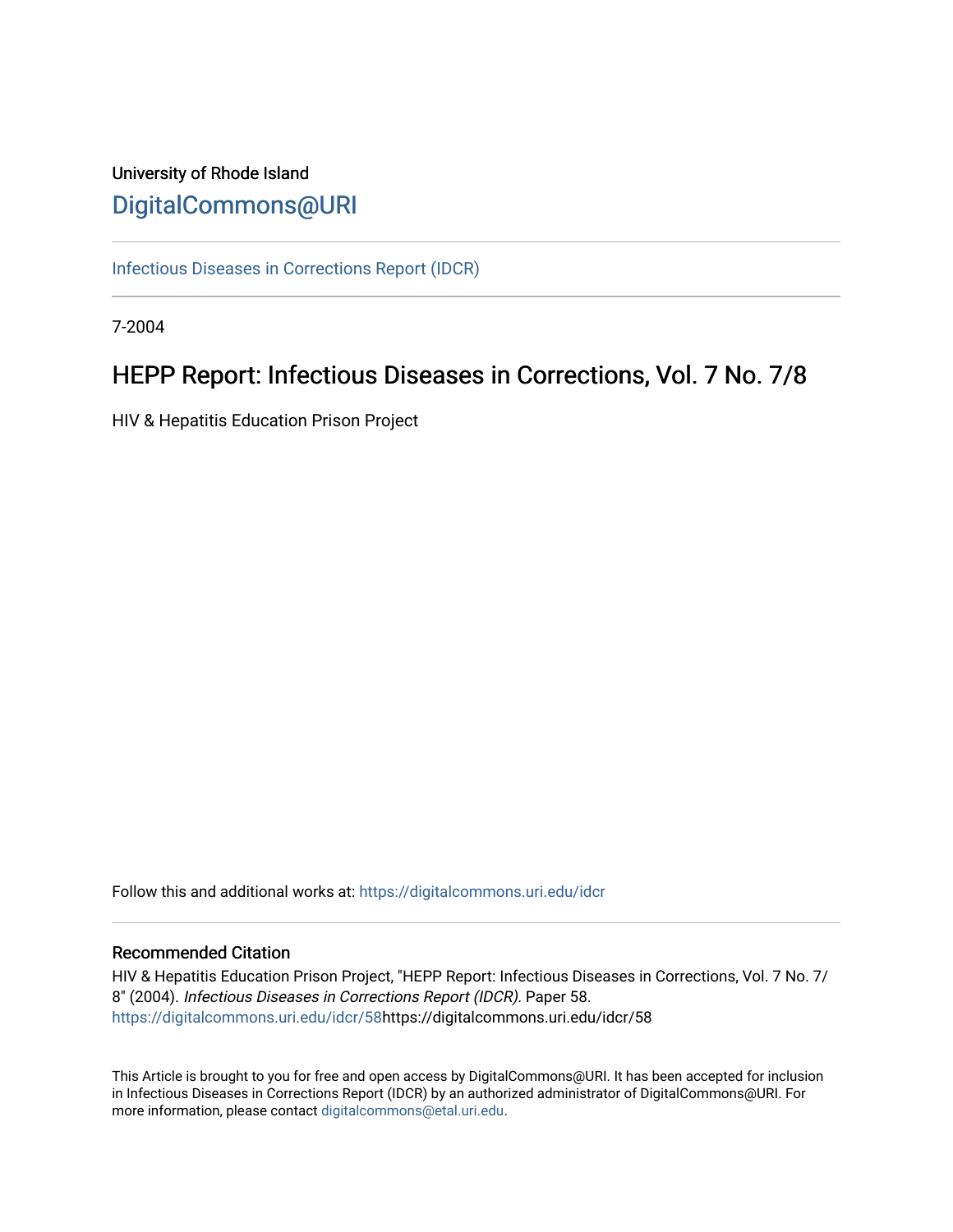University of Rhode Island

[DigitalCommons@URI](https://digitalcommons.uri.edu/)

[Infectious Diseases in Corrections Report (IDCR)](https://digitalcommons.uri.edu/idcr)

7-2004

# HEPP Report: Infectious Diseases in Corrections, Vol. 7 No. 7/8

HIV & Hepatitis Education Prison Project

Follow this and additional works at: https://digitalcommons.uri.edu/idcr

## Recommended Citation

HIV & Hepatitis Education Prison Project, "HEPP Report: Infectious Diseases in Corrections, Vol. 7 No. 7/8" (2004). *Infectious Diseases in Corrections Report (IDCR).* Paper 58.
https://digitalcommons.uri.edu/idcr/58https://digitalcommons.uri.edu/idcr/58

This Article is brought to you for free and open access by DigitalCommons@URI. It has been accepted for inclusion in Infectious Diseases in Corrections Report (IDCR) by an authorized administrator of DigitalCommons@URI. For more information, please contact digitalcommons@etal.uri.edu.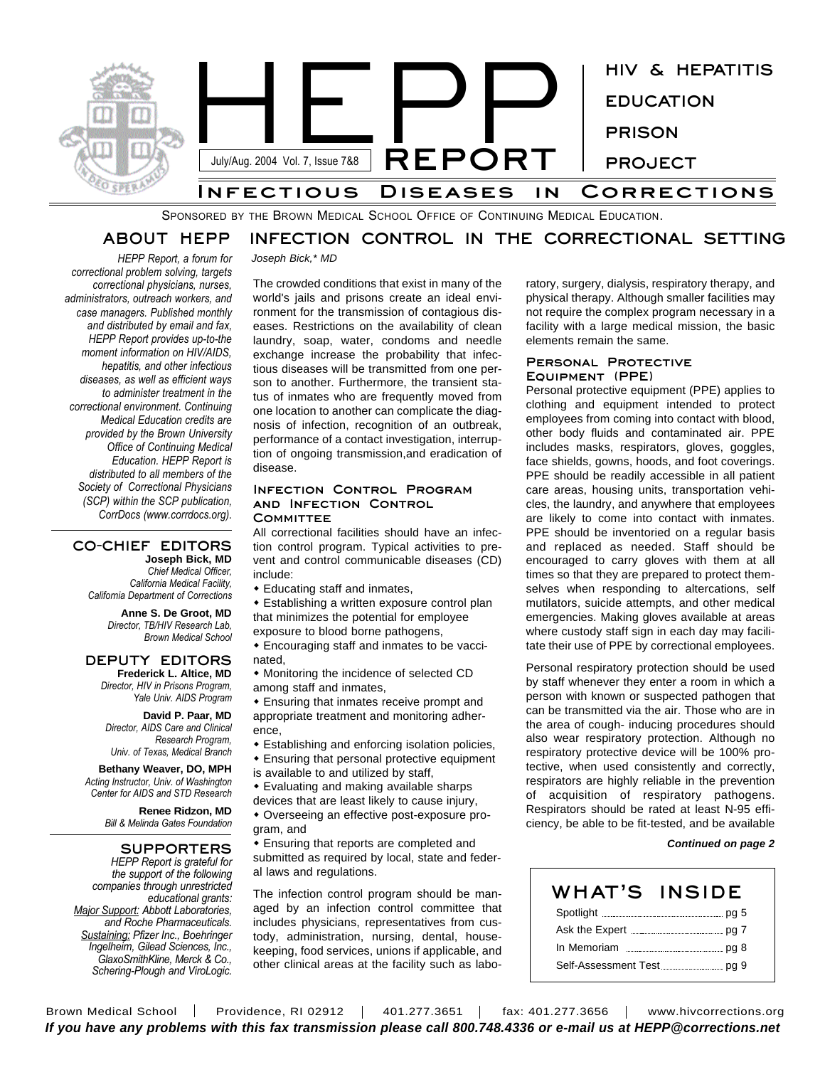# HEPP REPORT

July/Aug. 2004 Vol. 7, Issue 7&8

HIV & HEPATITIS EDUCATION PRISON PROJECT

## Infectious Diseases in Corrections

Sponsored by the Brown Medical School Office of Continuing Medical Education.

## ABOUT HEPP

*HEPP Report, a forum for correctional problem solving, targets correctional physicians, nurses, administrators, outreach workers, and case managers. Published monthly and distributed by email and fax, HEPP Report provides up-to-the moment information on HIV/AIDS, hepatitis, and other infectious diseases, as well as efficient ways to administer treatment in the correctional environment. Continuing Medical Education credits are provided by the Brown University Office of Continuing Medical Education. HEPP Report is distributed to all members of the Society of Correctional Physicians (SCP) within the SCP publication, CorrDocs (www.corrdocs.org).*

### CO-CHIEF EDITORS

**Joseph Bick, MD**
*Chief Medical Officer, California Medical Facility, California Department of Corrections*

**Anne S. De Groot, MD**
*Director, TB/HIV Research Lab, Brown Medical School*

### DEPUTY EDITORS

**Frederick L. Altice, MD**
*Director, HIV in Prisons Program, Yale Univ. AIDS Program*

**David P. Paar, MD**
*Director, AIDS Care and Clinical Research Program, Univ. of Texas, Medical Branch*

**Bethany Weaver, DO, MPH**
*Acting Instructor, Univ. of Washington Center for AIDS and STD Research*

**Renee Ridzon, MD**
*Bill & Melinda Gates Foundation*

### SUPPORTERS

*HEPP Report is grateful for the support of the following companies through unrestricted educational grants: Major Support: Abbott Laboratories, and Roche Pharmaceuticals. Sustaining: Pfizer Inc., Boehringer Ingelheim, Gilead Sciences, Inc., GlaxoSmithKline, Merck & Co., Schering-Plough and ViroLogic.*

## INFECTION CONTROL IN THE CORRECTIONAL SETTING

*Joseph Bick,\* MD*

The crowded conditions that exist in many of the world's jails and prisons create an ideal environment for the transmission of contagious diseases. Restrictions on the availability of clean laundry, soap, water, condoms and needle exchange increase the probability that infectious diseases will be transmitted from one person to another. Furthermore, the transient status of inmates who are frequently moved from one location to another can complicate the diagnosis of infection, recognition of an outbreak, performance of a contact investigation, interruption of ongoing transmission,and eradication of disease.

### Infection Control Program and Infection Control Committee

All correctional facilities should have an infection control program. Typical activities to prevent and control communicable diseases (CD) include:

- Educating staff and inmates,
- Establishing a written exposure control plan that minimizes the potential for employee exposure to blood borne pathogens,
- Encouraging staff and inmates to be vaccinated,
- Monitoring the incidence of selected CD among staff and inmates,
- Ensuring that inmates receive prompt and appropriate treatment and monitoring adherence,
- Establishing and enforcing isolation policies,
- Ensuring that personal protective equipment is available to and utilized by staff,
- Evaluating and making available sharps devices that are least likely to cause injury,
- Overseeing an effective post-exposure program, and
- Ensuring that reports are completed and submitted as required by local, state and federal laws and regulations.

The infection control program should be managed by an infection control committee that includes physicians, representatives from custody, administration, nursing, dental, housekeeping, food services, unions if applicable, and other clinical areas at the facility such as laboratory, surgery, dialysis, respiratory therapy, and physical therapy. Although smaller facilities may not require the complex program necessary in a facility with a large medical mission, the basic elements remain the same.

### Personal Protective Equipment (PPE)

Personal protective equipment (PPE) applies to clothing and equipment intended to protect employees from coming into contact with blood, other body fluids and contaminated air. PPE includes masks, respirators, gloves, goggles, face shields, gowns, hoods, and foot coverings. PPE should be readily accessible in all patient care areas, housing units, transportation vehicles, the laundry, and anywhere that employees are likely to come into contact with inmates. PPE should be inventoried on a regular basis and replaced as needed. Staff should be encouraged to carry gloves with them at all times so that they are prepared to protect themselves when responding to altercations, self mutilators, suicide attempts, and other medical emergencies. Making gloves available at areas where custody staff sign in each day may facilitate their use of PPE by correctional employees.

Personal respiratory protection should be used by staff whenever they enter a room in which a person with known or suspected pathogen that can be transmitted via the air. Those who are in the area of cough- inducing procedures should also wear respiratory protection. Although no respiratory protective device will be 100% protective, when used consistently and correctly, respirators are highly reliable in the prevention of acquisition of respiratory pathogens. Respirators should be rated at least N-95 efficiency, be able to be fit-tested, and be available

***Continued on page 2***

## WHAT'S INSIDE

| | |
|---|---|
| Spotlight | pg 5 |
| Ask the Expert | pg 7 |
| In Memoriam | pg 8 |
| Self-Assessment Test | pg 9 |

Brown Medical School | Providence, RI 02912 | 401.277.3651 | fax: 401.277.3656 | www.hivcorrections.org

***If you have any problems with this fax transmission please call 800.748.4336 or e-mail us at HEPP@corrections.net***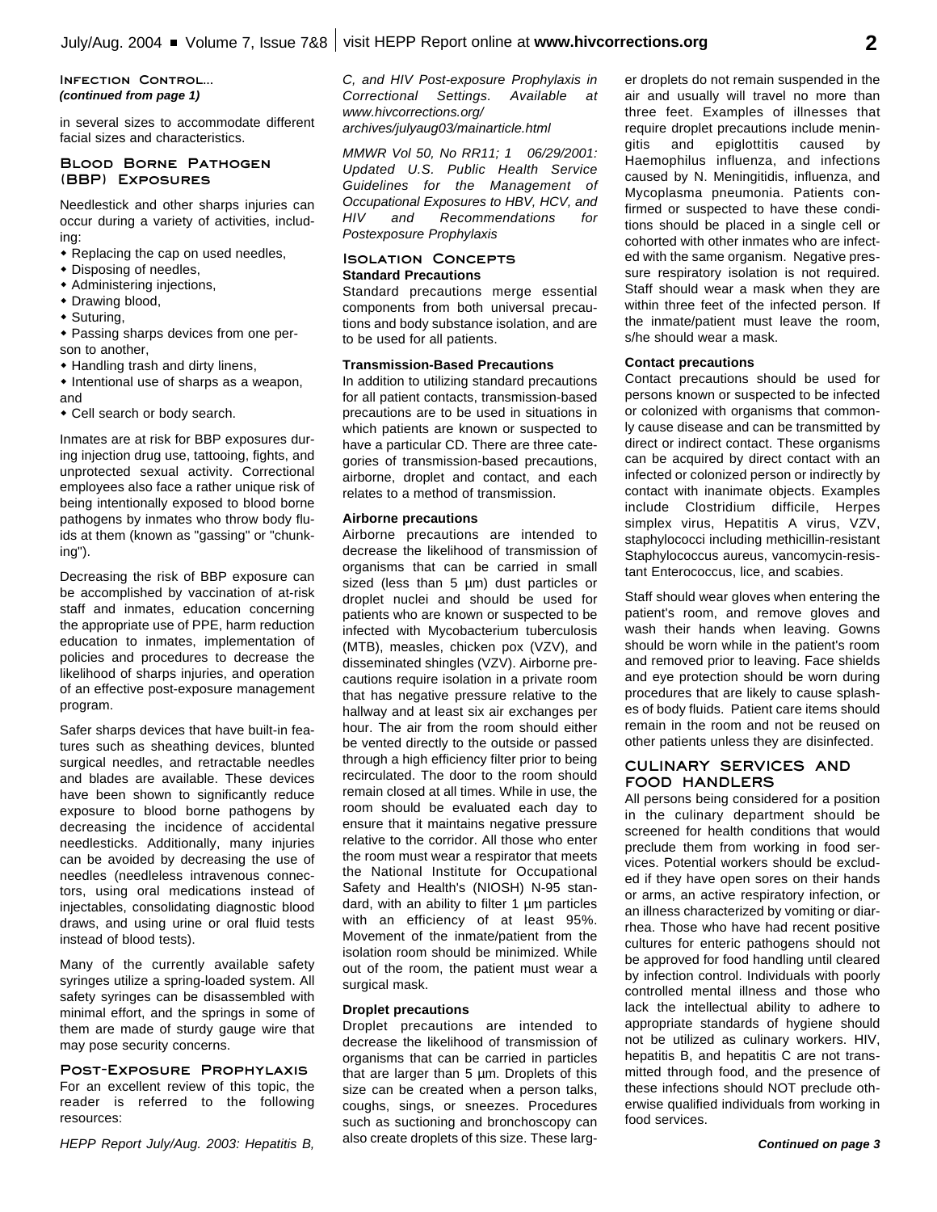**Infection Control...**
***(continued from page 1)***

in several sizes to accommodate different facial sizes and characteristics.

## Blood Borne Pathogen (BBP) Exposures

Needlestick and other sharps injuries can occur during a variety of activities, including:

- Replacing the cap on used needles,
- Disposing of needles,
- Administering injections,
- Drawing blood,
- Suturing,
- Passing sharps devices from one person to another,
- Handling trash and dirty linens,
- Intentional use of sharps as a weapon, and
- Cell search or body search.

Inmates are at risk for BBP exposures during injection drug use, tattooing, fights, and unprotected sexual activity. Correctional employees also face a rather unique risk of being intentionally exposed to blood borne pathogens by inmates who throw body fluids at them (known as "gassing" or "chunking").

Decreasing the risk of BBP exposure can be accomplished by vaccination of at-risk staff and inmates, education concerning the appropriate use of PPE, harm reduction education to inmates, implementation of policies and procedures to decrease the likelihood of sharps injuries, and operation of an effective post-exposure management program.

Safer sharps devices that have built-in features such as sheathing devices, blunted surgical needles, and retractable needles and blades are available. These devices have been shown to significantly reduce exposure to blood borne pathogens by decreasing the incidence of accidental needlesticks. Additionally, many injuries can be avoided by decreasing the use of needles (needleless intravenous connectors, using oral medications instead of injectables, consolidating diagnostic blood draws, and using urine or oral fluid tests instead of blood tests).

Many of the currently available safety syringes utilize a spring-loaded system. All safety syringes can be disassembled with minimal effort, and the springs in some of them are made of sturdy gauge wire that may pose security concerns.

## Post-Exposure Prophylaxis

For an excellent review of this topic, the reader is referred to the following resources:

*HEPP Report July/Aug. 2003: Hepatitis B, C, and HIV Post-exposure Prophylaxis in Correctional Settings. Available at www.hivcorrections.org/archives/julyaug03/mainarticle.html*

*MMWR Vol 50, No RR11; 1 06/29/2001: Updated U.S. Public Health Service Guidelines for the Management of Occupational Exposures to HBV, HCV, and HIV and Recommendations for Postexposure Prophylaxis*

## Isolation Concepts

**Standard Precautions**

Standard precautions merge essential components from both universal precautions and body substance isolation, and are to be used for all patients.

**Transmission-Based Precautions**

In addition to utilizing standard precautions for all patient contacts, transmission-based precautions are to be used in situations in which patients are known or suspected to have a particular CD. There are three categories of transmission-based precautions, airborne, droplet and contact, and each relates to a method of transmission.

**Airborne precautions**

Airborne precautions are intended to decrease the likelihood of transmission of organisms that can be carried in small sized (less than 5 µm) dust particles or droplet nuclei and should be used for patients who are known or suspected to be infected with Mycobacterium tuberculosis (MTB), measles, chicken pox (VZV), and disseminated shingles (VZV). Airborne precautions require isolation in a private room that has negative pressure relative to the hallway and at least six air exchanges per hour. The air from the room should either be vented directly to the outside or passed through a high efficiency filter prior to being recirculated. The door to the room should remain closed at all times. While in use, the room should be evaluated each day to ensure that it maintains negative pressure relative to the corridor. All those who enter the room must wear a respirator that meets the National Institute for Occupational Safety and Health's (NIOSH) N-95 standard, with an ability to filter 1 µm particles with an efficiency of at least 95%. Movement of the inmate/patient from the isolation room should be minimized. While out of the room, the patient must wear a surgical mask.

**Droplet precautions**

Droplet precautions are intended to decrease the likelihood of transmission of organisms that can be carried in particles that are larger than 5 µm. Droplets of this size can be created when a person talks, coughs, sings, or sneezes. Procedures such as suctioning and bronchoscopy can also create droplets of this size. These larger droplets do not remain suspended in the air and usually will travel no more than three feet. Examples of illnesses that require droplet precautions include meningitis and epiglottitis caused by Haemophilus influenza, and infections caused by N. Meningitidis, influenza, and Mycoplasma pneumonia. Patients confirmed or suspected to have these conditions should be placed in a single cell or cohorted with other inmates who are infected with the same organism. Negative pressure respiratory isolation is not required. Staff should wear a mask when they are within three feet of the infected person. If the inmate/patient must leave the room, s/he should wear a mask.

**Contact precautions**

Contact precautions should be used for persons known or suspected to be infected or colonized with organisms that commonly cause disease and can be transmitted by direct or indirect contact. These organisms can be acquired by direct contact with an infected or colonized person or indirectly by contact with inanimate objects. Examples include Clostridium difficile, Herpes simplex virus, Hepatitis A virus, VZV, staphylococci including methicillin-resistant Staphylococcus aureus, vancomycin-resistant Enterococcus, lice, and scabies.

Staff should wear gloves when entering the patient's room, and remove gloves and wash their hands when leaving. Gowns should be worn while in the patient's room and removed prior to leaving. Face shields and eye protection should be worn during procedures that are likely to cause splashes of body fluids. Patient care items should remain in the room and not be reused on other patients unless they are disinfected.

## Culinary Services and Food Handlers

All persons being considered for a position in the culinary department should be screened for health conditions that would preclude them from working in food services. Potential workers should be excluded if they have open sores on their hands or arms, an active respiratory infection, or an illness characterized by vomiting or diarrhea. Those who have had recent positive cultures for enteric pathogens should not be approved for food handling until cleared by infection control. Individuals with poorly controlled mental illness and those who lack the intellectual ability to adhere to appropriate standards of hygiene should not be utilized as culinary workers. HIV, hepatitis B, and hepatitis C are not transmitted through food, and the presence of these infections should NOT preclude otherwise qualified individuals from working in food services.

***Continued on page 3***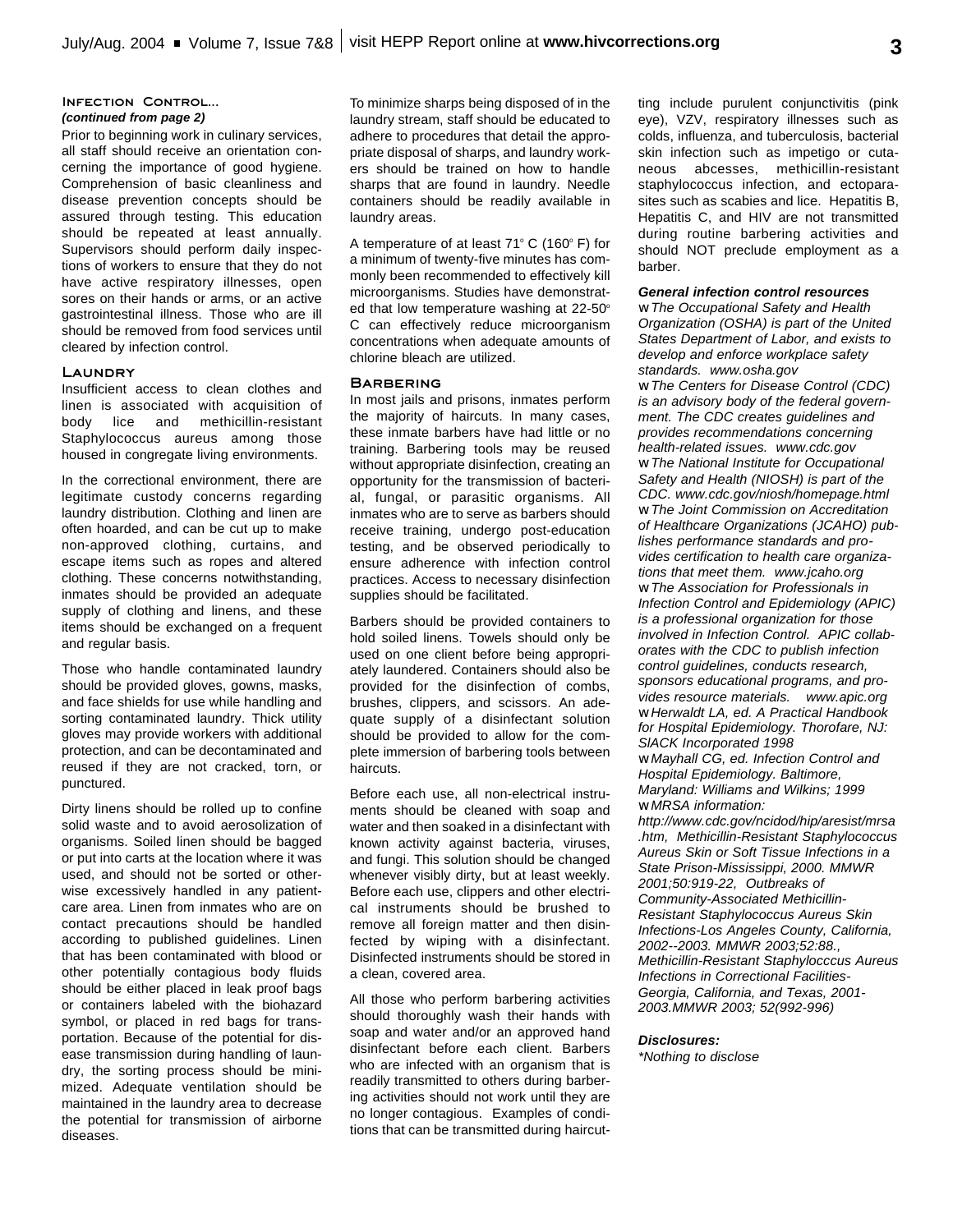### Infection Control...
*(continued from page 2)*

Prior to beginning work in culinary services, all staff should receive an orientation concerning the importance of good hygiene. Comprehension of basic cleanliness and disease prevention concepts should be assured through testing. This education should be repeated at least annually. Supervisors should perform daily inspections of workers to ensure that they do not have active respiratory illnesses, open sores on their hands or arms, or an active gastrointestinal illness. Those who are ill should be removed from food services until cleared by infection control.

### Laundry

Insufficient access to clean clothes and linen is associated with acquisition of body lice and methicillin-resistant Staphylococcus aureus among those housed in congregate living environments.

In the correctional environment, there are legitimate custody concerns regarding laundry distribution. Clothing and linen are often hoarded, and can be cut up to make non-approved clothing, curtains, and escape items such as ropes and altered clothing. These concerns notwithstanding, inmates should be provided an adequate supply of clothing and linens, and these items should be exchanged on a frequent and regular basis.

Those who handle contaminated laundry should be provided gloves, gowns, masks, and face shields for use while handling and sorting contaminated laundry. Thick utility gloves may provide workers with additional protection, and can be decontaminated and reused if they are not cracked, torn, or punctured.

Dirty linens should be rolled up to confine solid waste and to avoid aerosolization of organisms. Soiled linen should be bagged or put into carts at the location where it was used, and should not be sorted or otherwise excessively handled in any patient-care area. Linen from inmates who are on contact precautions should be handled according to published guidelines. Linen that has been contaminated with blood or other potentially contagious body fluids should be either placed in leak proof bags or containers labeled with the biohazard symbol, or placed in red bags for transportation. Because of the potential for disease transmission during handling of laundry, the sorting process should be minimized. Adequate ventilation should be maintained in the laundry area to decrease the potential for transmission of airborne diseases.

To minimize sharps being disposed of in the laundry stream, staff should be educated to adhere to procedures that detail the appropriate disposal of sharps, and laundry workers should be trained on how to handle sharps that are found in laundry. Needle containers should be readily available in laundry areas.

A temperature of at least 71° C (160° F) for a minimum of twenty-five minutes has commonly been recommended to effectively kill microorganisms. Studies have demonstrated that low temperature washing at 22-50° C can effectively reduce microorganism concentrations when adequate amounts of chlorine bleach are utilized.

### Barbering

In most jails and prisons, inmates perform the majority of haircuts. In many cases, these inmate barbers have had little or no training. Barbering tools may be reused without appropriate disinfection, creating an opportunity for the transmission of bacterial, fungal, or parasitic organisms. All inmates who are to serve as barbers should receive training, undergo post-education testing, and be observed periodically to ensure adherence with infection control practices. Access to necessary disinfection supplies should be facilitated.

Barbers should be provided containers to hold soiled linens. Towels should only be used on one client before being appropriately laundered. Containers should also be provided for the disinfection of combs, brushes, clippers, and scissors. An adequate supply of a disinfectant solution should be provided to allow for the complete immersion of barbering tools between haircuts.

Before each use, all non-electrical instruments should be cleaned with soap and water and then soaked in a disinfectant with known activity against bacteria, viruses, and fungi. This solution should be changed whenever visibly dirty, but at least weekly. Before each use, clippers and other electrical instruments should be brushed to remove all foreign matter and then disinfected by wiping with a disinfectant. Disinfected instruments should be stored in a clean, covered area.

All those who perform barbering activities should thoroughly wash their hands with soap and water and/or an approved hand disinfectant before each client. Barbers who are infected with an organism that is readily transmitted to others during barbering activities should not work until they are no longer contagious. Examples of conditions that can be transmitted during haircutting include purulent conjunctivitis (pink eye), VZV, respiratory illnesses such as colds, influenza, and tuberculosis, bacterial skin infection such as impetigo or cutaneous abcesses, methicillin-resistant staphylococcus infection, and ectoparasites such as scabies and lice. Hepatitis B, Hepatitis C, and HIV are not transmitted during routine barbering activities and should NOT preclude employment as a barber.

#### *General infection control resources*

- *The Occupational Safety and Health Organization (OSHA) is part of the United States Department of Labor, and exists to develop and enforce workplace safety standards. www.osha.gov*
- *The Centers for Disease Control (CDC) is an advisory body of the federal government. The CDC creates guidelines and provides recommendations concerning health-related issues. www.cdc.gov*
- *The National Institute for Occupational Safety and Health (NIOSH) is part of the CDC. www.cdc.gov/niosh/homepage.html*
- *The Joint Commission on Accreditation of Healthcare Organizations (JCAHO) publishes performance standards and provides certification to health care organizations that meet them. www.jcaho.org*
- *The Association for Professionals in Infection Control and Epidemiology (APIC) is a professional organization for those involved in Infection Control. APIC collaborates with the CDC to publish infection control guidelines, conducts research, sponsors educational programs, and provides resource materials. www.apic.org*
- *Herwaldt LA, ed. A Practical Handbook for Hospital Epidemiology. Thorofare, NJ: SlACK Incorporated 1998*
- *Mayhall CG, ed. Infection Control and Hospital Epidemiology. Baltimore, Maryland: Williams and Wilkins; 1999*
- *MRSA information: http://www.cdc.gov/ncidod/hip/aresist/mrsa.htm, Methicillin-Resistant Staphylococcus Aureus Skin or Soft Tissue Infections in a State Prison-Mississippi, 2000. MMWR 2001;50:919-22, Outbreaks of Community-Associated Methicillin-Resistant Staphylococcus Aureus Skin Infections-Los Angeles County, California, 2002--2003. MMWR 2003;52:88., Methicillin-Resistant Staphylocccus Aureus Infections in Correctional Facilities-Georgia, California, and Texas, 2001-2003.MMWR 2003; 52(992-996)*

#### *Disclosures:*

*\*Nothing to disclose*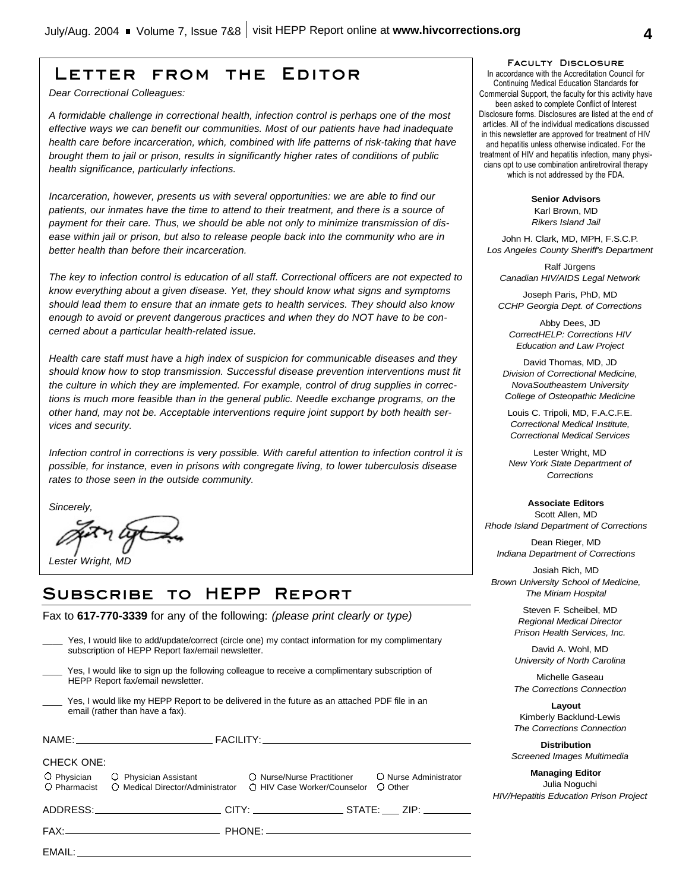## Letter from the Editor

*Dear Correctional Colleagues:*

*A formidable challenge in correctional health, infection control is perhaps one of the most effective ways we can benefit our communities. Most of our patients have had inadequate health care before incarceration, which, combined with life patterns of risk-taking that have brought them to jail or prison, results in significantly higher rates of conditions of public health significance, particularly infections.*

*Incarceration, however, presents us with several opportunities: we are able to find our patients, our inmates have the time to attend to their treatment, and there is a source of payment for their care. Thus, we should be able not only to minimize transmission of disease within jail or prison, but also to release people back into the community who are in better health than before their incarceration.*

*The key to infection control is education of all staff. Correctional officers are not expected to know everything about a given disease. Yet, they should know what signs and symptoms should lead them to ensure that an inmate gets to health services. They should also know enough to avoid or prevent dangerous practices and when they do NOT have to be concerned about a particular health-related issue.*

*Health care staff must have a high index of suspicion for communicable diseases and they should know how to stop transmission. Successful disease prevention interventions must fit the culture in which they are implemented. For example, control of drug supplies in corrections is much more feasible than in the general public. Needle exchange programs, on the other hand, may not be. Acceptable interventions require joint support by both health services and security.*

*Infection control in corrections is very possible. With careful attention to infection control it is possible, for instance, even in prisons with congregate living, to lower tuberculosis disease rates to those seen in the outside community.*

*Sincerely,*

*Lester Wright, MD*

## Subscribe to HEPP Report

Fax to **617-770-3339** for any of the following: *(please print clearly or type)*

____ Yes, I would like to add/update/correct (circle one) my contact information for my complimentary subscription of HEPP Report fax/email newsletter.

____ Yes, I would like to sign up the following colleague to receive a complimentary subscription of HEPP Report fax/email newsletter.

____ Yes, I would like my HEPP Report to be delivered in the future as an attached PDF file in an email (rather than have a fax).

NAME: ______________________ FACILITY: ______________________

CHECK ONE:

○ Physician ○ Physician Assistant ○ Nurse/Nurse Practitioner ○ Nurse Administrator
○ Pharmacist ○ Medical Director/Administrator ○ HIV Case Worker/Counselor ○ Other

ADDRESS: ______________________ CITY: ______________ STATE: ___ ZIP: ________

FAX: ______________________ PHONE: ______________________

EMAIL: ______________________

### Faculty Disclosure

In accordance with the Accreditation Council for Continuing Medical Education Standards for Commercial Support, the faculty for this activity have been asked to complete Conflict of Interest Disclosure forms. Disclosures are listed at the end of articles. All of the individual medications discussed in this newsletter are approved for treatment of HIV and hepatitis unless otherwise indicated. For the treatment of HIV and hepatitis infection, many physicians opt to use combination antiretroviral therapy which is not addressed by the FDA.

**Senior Advisors**

Karl Brown, MD
*Rikers Island Jail*

John H. Clark, MD, MPH, F.S.C.P.
*Los Angeles County Sheriff's Department*

Ralf Jürgens
*Canadian HIV/AIDS Legal Network*

Joseph Paris, PhD, MD
*CCHP Georgia Dept. of Corrections*

Abby Dees, JD
*CorrectHELP: Corrections HIV Education and Law Project*

David Thomas, MD, JD
*Division of Correctional Medicine, NovaSoutheastern University College of Osteopathic Medicine*

Louis C. Tripoli, MD, F.A.C.F.E.
*Correctional Medical Institute, Correctional Medical Services*

Lester Wright, MD
*New York State Department of Corrections*

**Associate Editors**

Scott Allen, MD
*Rhode Island Department of Corrections*

Dean Rieger, MD
*Indiana Department of Corrections*

Josiah Rich, MD
*Brown University School of Medicine, The Miriam Hospital*

Steven F. Scheibel, MD
*Regional Medical Director Prison Health Services, Inc.*

David A. Wohl, MD
*University of North Carolina*

Michelle Gaseau
*The Corrections Connection*

**Layout**

Kimberly Backlund-Lewis
*The Corrections Connection*

**Distribution**

*Screened Images Multimedia*

**Managing Editor**

Julia Noguchi
*HIV/Hepatitis Education Prison Project*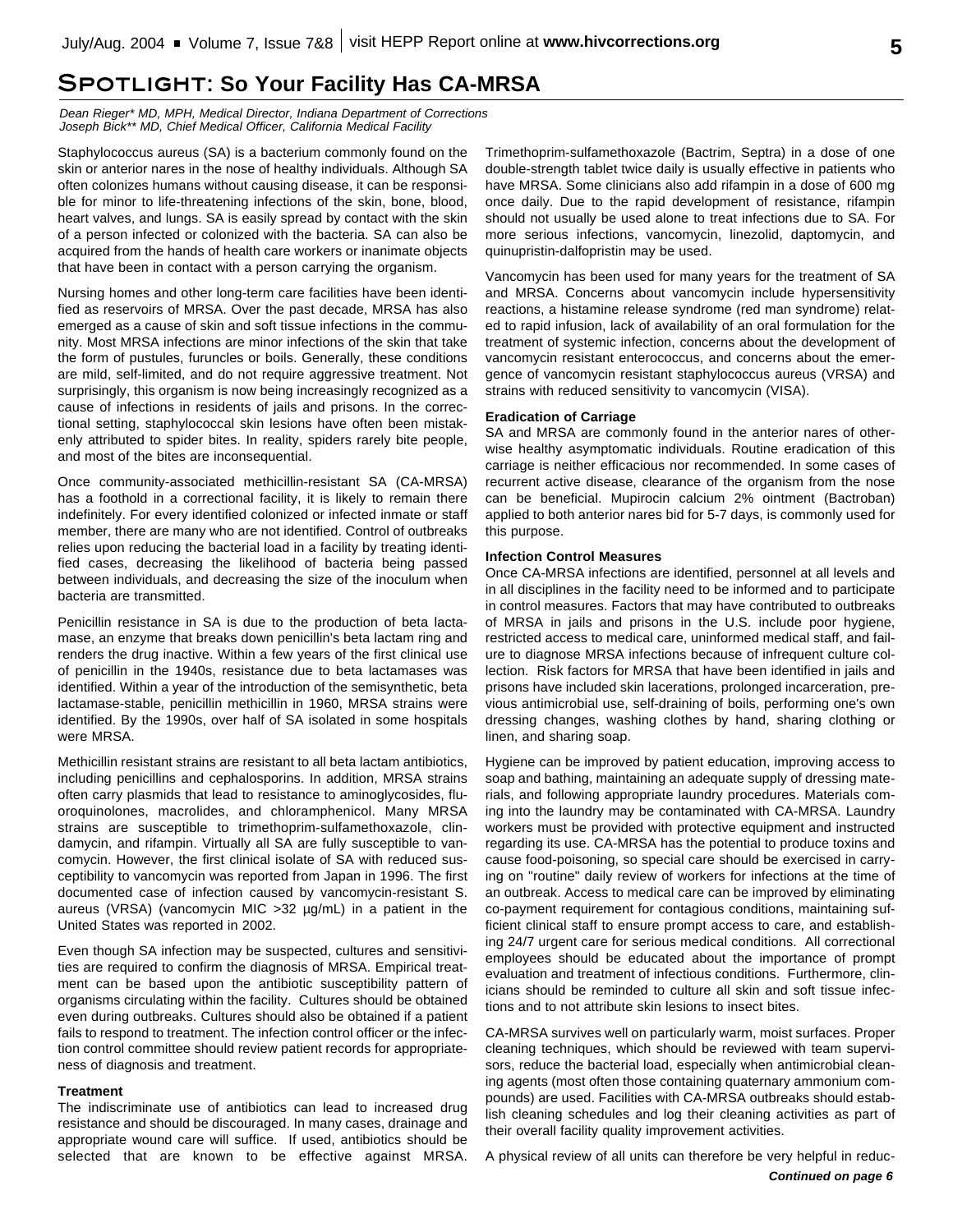# Spotlight: So Your Facility Has CA-MRSA

*Dean Rieger\* MD, MPH, Medical Director, Indiana Department of Corrections*
*Joseph Bick\*\* MD, Chief Medical Officer, California Medical Facility*

Staphylococcus aureus (SA) is a bacterium commonly found on the skin or anterior nares in the nose of healthy individuals. Although SA often colonizes humans without causing disease, it can be responsible for minor to life-threatening infections of the skin, bone, blood, heart valves, and lungs. SA is easily spread by contact with the skin of a person infected or colonized with the bacteria. SA can also be acquired from the hands of health care workers or inanimate objects that have been in contact with a person carrying the organism.

Nursing homes and other long-term care facilities have been identified as reservoirs of MRSA. Over the past decade, MRSA has also emerged as a cause of skin and soft tissue infections in the community. Most MRSA infections are minor infections of the skin that take the form of pustules, furuncles or boils. Generally, these conditions are mild, self-limited, and do not require aggressive treatment. Not surprisingly, this organism is now being increasingly recognized as a cause of infections in residents of jails and prisons. In the correctional setting, staphylococcal skin lesions have often been mistakenly attributed to spider bites. In reality, spiders rarely bite people, and most of the bites are inconsequential.

Once community-associated methicillin-resistant SA (CA-MRSA) has a foothold in a correctional facility, it is likely to remain there indefinitely. For every identified colonized or infected inmate or staff member, there are many who are not identified. Control of outbreaks relies upon reducing the bacterial load in a facility by treating identified cases, decreasing the likelihood of bacteria being passed between individuals, and decreasing the size of the inoculum when bacteria are transmitted.

Penicillin resistance in SA is due to the production of beta lactamase, an enzyme that breaks down penicillin's beta lactam ring and renders the drug inactive. Within a few years of the first clinical use of penicillin in the 1940s, resistance due to beta lactamases was identified. Within a year of the introduction of the semisynthetic, beta lactamase-stable, penicillin methicillin in 1960, MRSA strains were identified. By the 1990s, over half of SA isolated in some hospitals were MRSA.

Methicillin resistant strains are resistant to all beta lactam antibiotics, including penicillins and cephalosporins. In addition, MRSA strains often carry plasmids that lead to resistance to aminoglycosides, fluoroquinolones, macrolides, and chloramphenicol. Many MRSA strains are susceptible to trimethoprim-sulfamethoxazole, clindamycin, and rifampin. Virtually all SA are fully susceptible to vancomycin. However, the first clinical isolate of SA with reduced susceptibility to vancomycin was reported from Japan in 1996. The first documented case of infection caused by vancomycin-resistant S. aureus (VRSA) (vancomycin MIC >32 µg/mL) in a patient in the United States was reported in 2002.

Even though SA infection may be suspected, cultures and sensitivities are required to confirm the diagnosis of MRSA. Empirical treatment can be based upon the antibiotic susceptibility pattern of organisms circulating within the facility. Cultures should be obtained even during outbreaks. Cultures should also be obtained if a patient fails to respond to treatment. The infection control officer or the infection control committee should review patient records for appropriateness of diagnosis and treatment.

**Treatment**

The indiscriminate use of antibiotics can lead to increased drug resistance and should be discouraged. In many cases, drainage and appropriate wound care will suffice. If used, antibiotics should be selected that are known to be effective against MRSA. Trimethoprim-sulfamethoxazole (Bactrim, Septra) in a dose of one double-strength tablet twice daily is usually effective in patients who have MRSA. Some clinicians also add rifampin in a dose of 600 mg once daily. Due to the rapid development of resistance, rifampin should not usually be used alone to treat infections due to SA. For more serious infections, vancomycin, linezolid, daptomycin, and quinupristin-dalfopristin may be used.

Vancomycin has been used for many years for the treatment of SA and MRSA. Concerns about vancomycin include hypersensitivity reactions, a histamine release syndrome (red man syndrome) related to rapid infusion, lack of availability of an oral formulation for the treatment of systemic infection, concerns about the development of vancomycin resistant enterococcus, and concerns about the emergence of vancomycin resistant staphylococcus aureus (VRSA) and strains with reduced sensitivity to vancomycin (VISA).

**Eradication of Carriage**

SA and MRSA are commonly found in the anterior nares of otherwise healthy asymptomatic individuals. Routine eradication of this carriage is neither efficacious nor recommended. In some cases of recurrent active disease, clearance of the organism from the nose can be beneficial. Mupirocin calcium 2% ointment (Bactroban) applied to both anterior nares bid for 5-7 days, is commonly used for this purpose.

**Infection Control Measures**

Once CA-MRSA infections are identified, personnel at all levels and in all disciplines in the facility need to be informed and to participate in control measures. Factors that may have contributed to outbreaks of MRSA in jails and prisons in the U.S. include poor hygiene, restricted access to medical care, uninformed medical staff, and failure to diagnose MRSA infections because of infrequent culture collection. Risk factors for MRSA that have been identified in jails and prisons have included skin lacerations, prolonged incarceration, previous antimicrobial use, self-draining of boils, performing one's own dressing changes, washing clothes by hand, sharing clothing or linen, and sharing soap.

Hygiene can be improved by patient education, improving access to soap and bathing, maintaining an adequate supply of dressing materials, and following appropriate laundry procedures. Materials coming into the laundry may be contaminated with CA-MRSA. Laundry workers must be provided with protective equipment and instructed regarding its use. CA-MRSA has the potential to produce toxins and cause food-poisoning, so special care should be exercised in carrying on "routine" daily review of workers for infections at the time of an outbreak. Access to medical care can be improved by eliminating co-payment requirement for contagious conditions, maintaining sufficient clinical staff to ensure prompt access to care, and establishing 24/7 urgent care for serious medical conditions. All correctional employees should be educated about the importance of prompt evaluation and treatment of infectious conditions. Furthermore, clinicians should be reminded to culture all skin and soft tissue infections and to not attribute skin lesions to insect bites.

CA-MRSA survives well on particularly warm, moist surfaces. Proper cleaning techniques, which should be reviewed with team supervisors, reduce the bacterial load, especially when antimicrobial cleaning agents (most often those containing quaternary ammonium compounds) are used. Facilities with CA-MRSA outbreaks should establish cleaning schedules and log their cleaning activities as part of their overall facility quality improvement activities.

A physical review of all units can therefore be very helpful in reduc-

*Continued on page 6*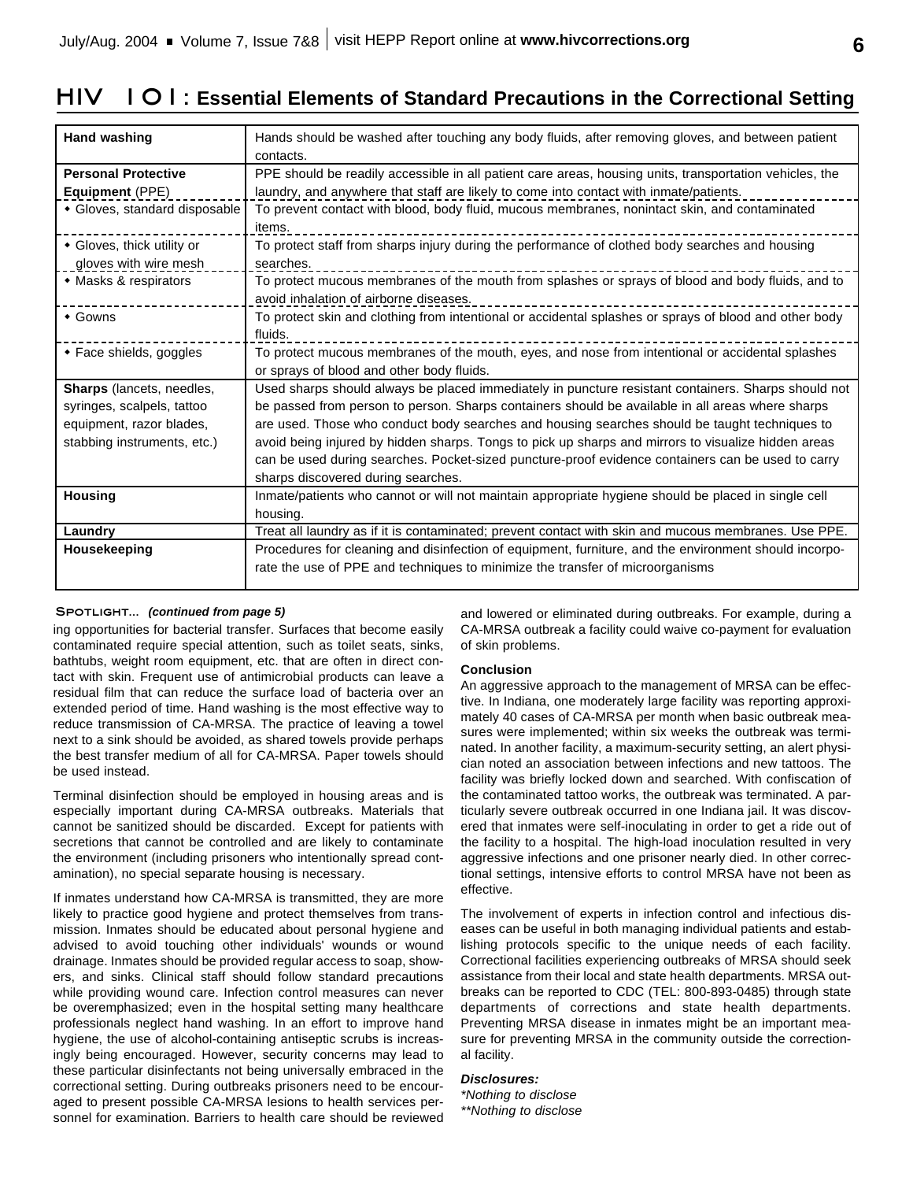# HIV 101: Essential Elements of Standard Precautions in the Correctional Setting

| | |
|---|---|
| **Hand washing** | Hands should be washed after touching any body fluids, after removing gloves, and between patient contacts. |
| **Personal Protective Equipment** (PPE) | PPE should be readily accessible in all patient care areas, housing units, transportation vehicles, the laundry, and anywhere that staff are likely to come into contact with inmate/patients. |
| • Gloves, standard disposable | To prevent contact with blood, body fluid, mucous membranes, nonintact skin, and contaminated items. |
| • Gloves, thick utility or gloves with wire mesh | To protect staff from sharps injury during the performance of clothed body searches and housing searches. |
| • Masks & respirators | To protect mucous membranes of the mouth from splashes or sprays of blood and body fluids, and to avoid inhalation of airborne diseases. |
| • Gowns | To protect skin and clothing from intentional or accidental splashes or sprays of blood and other body fluids. |
| • Face shields, goggles | To protect mucous membranes of the mouth, eyes, and nose from intentional or accidental splashes or sprays of blood and other body fluids. |
| **Sharps** (lancets, needles, syringes, scalpels, tattoo equipment, razor blades, stabbing instruments, etc.) | Used sharps should always be placed immediately in puncture resistant containers. Sharps should not be passed from person to person. Sharps containers should be available in all areas where sharps are used. Those who conduct body searches and housing searches should be taught techniques to avoid being injured by hidden sharps. Tongs to pick up sharps and mirrors to visualize hidden areas can be used during searches. Pocket-sized puncture-proof evidence containers can be used to carry sharps discovered during searches. |
| **Housing** | Inmate/patients who cannot or will not maintain appropriate hygiene should be placed in single cell housing. |
| **Laundry** | Treat all laundry as if it is contaminated; prevent contact with skin and mucous membranes. Use PPE. |
| **Housekeeping** | Procedures for cleaning and disinfection of equipment, furniture, and the environment should incorporate the use of PPE and techniques to minimize the transfer of microorganisms |

**SPOTLIGHT...** ***(continued from page 5)***

ing opportunities for bacterial transfer. Surfaces that become easily contaminated require special attention, such as toilet seats, sinks, bathtubs, weight room equipment, etc. that are often in direct contact with skin. Frequent use of antimicrobial products can leave a residual film that can reduce the surface load of bacteria over an extended period of time. Hand washing is the most effective way to reduce transmission of CA-MRSA. The practice of leaving a towel next to a sink should be avoided, as shared towels provide perhaps the best transfer medium of all for CA-MRSA. Paper towels should be used instead.

Terminal disinfection should be employed in housing areas and is especially important during CA-MRSA outbreaks. Materials that cannot be sanitized should be discarded. Except for patients with secretions that cannot be controlled and are likely to contaminate the environment (including prisoners who intentionally spread contamination), no special separate housing is necessary.

If inmates understand how CA-MRSA is transmitted, they are more likely to practice good hygiene and protect themselves from transmission. Inmates should be educated about personal hygiene and advised to avoid touching other individuals' wounds or wound drainage. Inmates should be provided regular access to soap, showers, and sinks. Clinical staff should follow standard precautions while providing wound care. Infection control measures can never be overemphasized; even in the hospital setting many healthcare professionals neglect hand washing. In an effort to improve hand hygiene, the use of alcohol-containing antiseptic scrubs is increasingly being encouraged. However, security concerns may lead to these particular disinfectants not being universally embraced in the correctional setting. During outbreaks prisoners need to be encouraged to present possible CA-MRSA lesions to health services personnel for examination. Barriers to health care should be reviewed and lowered or eliminated during outbreaks. For example, during a CA-MRSA outbreak a facility could waive co-payment for evaluation of skin problems.

**Conclusion**

An aggressive approach to the management of MRSA can be effective. In Indiana, one moderately large facility was reporting approximately 40 cases of CA-MRSA per month when basic outbreak measures were implemented; within six weeks the outbreak was terminated. In another facility, a maximum-security setting, an alert physician noted an association between infections and new tattoos. The facility was briefly locked down and searched. With confiscation of the contaminated tattoo works, the outbreak was terminated. A particularly severe outbreak occurred in one Indiana jail. It was discovered that inmates were self-inoculating in order to get a ride out of the facility to a hospital. The high-load inoculation resulted in very aggressive infections and one prisoner nearly died. In other correctional settings, intensive efforts to control MRSA have not been as effective.

The involvement of experts in infection control and infectious diseases can be useful in both managing individual patients and establishing protocols specific to the unique needs of each facility. Correctional facilities experiencing outbreaks of MRSA should seek assistance from their local and state health departments. MRSA outbreaks can be reported to CDC (TEL: 800-893-0485) through state departments of corrections and state health departments. Preventing MRSA disease in inmates might be an important measure for preventing MRSA in the community outside the correctional facility.

***Disclosures:***

*\*Nothing to disclose*

*\*\*Nothing to disclose*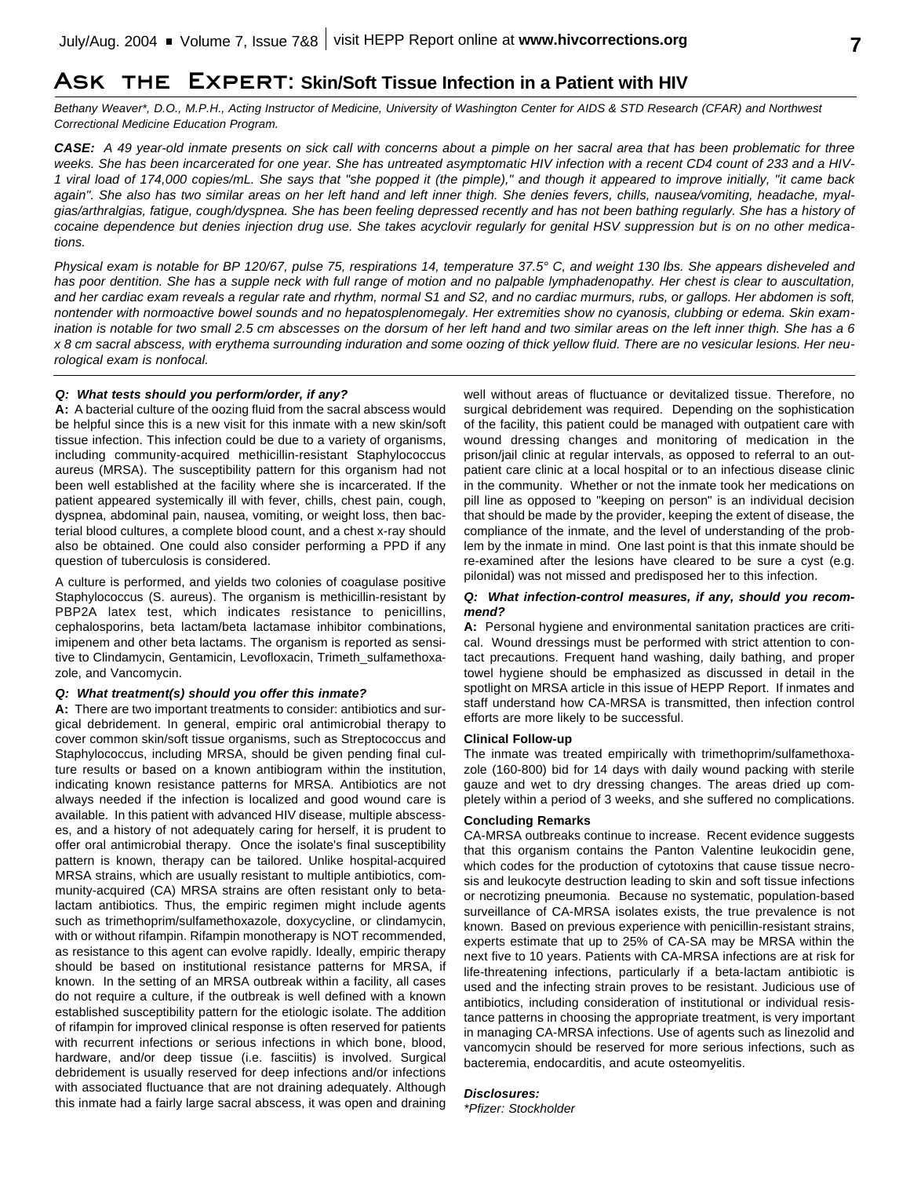# Ask the Expert: Skin/Soft Tissue Infection in a Patient with HIV

*Bethany Weaver*, D.O., M.P.H., Acting Instructor of Medicine, University of Washington Center for AIDS & STD Research (CFAR) and Northwest Correctional Medicine Education Program.*

***CASE:*** *A 49 year-old inmate presents on sick call with concerns about a pimple on her sacral area that has been problematic for three weeks. She has been incarcerated for one year. She has untreated asymptomatic HIV infection with a recent CD4 count of 233 and a HIV-1 viral load of 174,000 copies/mL. She says that "she popped it (the pimple)," and though it appeared to improve initially, "it came back again". She also has two similar areas on her left hand and left inner thigh. She denies fevers, chills, nausea/vomiting, headache, myalgias/arthralgias, fatigue, cough/dyspnea. She has been feeling depressed recently and has not been bathing regularly. She has a history of cocaine dependence but denies injection drug use. She takes acyclovir regularly for genital HSV suppression but is on no other medications.*

*Physical exam is notable for BP 120/67, pulse 75, respirations 14, temperature 37.5° C, and weight 130 lbs. She appears disheveled and has poor dentition. She has a supple neck with full range of motion and no palpable lymphadenopathy. Her chest is clear to auscultation, and her cardiac exam reveals a regular rate and rhythm, normal S1 and S2, and no cardiac murmurs, rubs, or gallops. Her abdomen is soft, nontender with normoactive bowel sounds and no hepatosplenomegaly. Her extremities show no cyanosis, clubbing or edema. Skin examination is notable for two small 2.5 cm abscesses on the dorsum of her left hand and two similar areas on the left inner thigh. She has a 6 x 8 cm sacral abscess, with erythema surrounding induration and some oozing of thick yellow fluid. There are no vesicular lesions. Her neurological exam is nonfocal.*

***Q: What tests should you perform/order, if any?***

**A:** A bacterial culture of the oozing fluid from the sacral abscess would be helpful since this is a new visit for this inmate with a new skin/soft tissue infection. This infection could be due to a variety of organisms, including community-acquired methicillin-resistant Staphylococcus aureus (MRSA). The susceptibility pattern for this organism had not been well established at the facility where she is incarcerated. If the patient appeared systemically ill with fever, chills, chest pain, cough, dyspnea, abdominal pain, nausea, vomiting, or weight loss, then bacterial blood cultures, a complete blood count, and a chest x-ray should also be obtained. One could also consider performing a PPD if any question of tuberculosis is considered.

A culture is performed, and yields two colonies of coagulase positive Staphylococcus (S. aureus). The organism is methicillin-resistant by PBP2A latex test, which indicates resistance to penicillins, cephalosporins, beta lactam/beta lactamase inhibitor combinations, imipenem and other beta lactams. The organism is reported as sensitive to Clindamycin, Gentamicin, Levofloxacin, Trimeth_sulfamethoxazole, and Vancomycin.

***Q: What treatment(s) should you offer this inmate?***

**A:** There are two important treatments to consider: antibiotics and surgical debridement. In general, empiric oral antimicrobial therapy to cover common skin/soft tissue organisms, such as Streptococcus and Staphylococcus, including MRSA, should be given pending final culture results or based on a known antibiogram within the institution, indicating known resistance patterns for MRSA. Antibiotics are not always needed if the infection is localized and good wound care is available. In this patient with advanced HIV disease, multiple abscesses, and a history of not adequately caring for herself, it is prudent to offer oral antimicrobial therapy. Once the isolate's final susceptibility pattern is known, therapy can be tailored. Unlike hospital-acquired MRSA strains, which are usually resistant to multiple antibiotics, community-acquired (CA) MRSA strains are often resistant only to beta-lactam antibiotics. Thus, the empiric regimen might include agents such as trimethoprim/sulfamethoxazole, doxycycline, or clindamycin, with or without rifampin. Rifampin monotherapy is NOT recommended, as resistance to this agent can evolve rapidly. Ideally, empiric therapy should be based on institutional resistance patterns for MRSA, if known. In the setting of an MRSA outbreak within a facility, all cases do not require a culture, if the outbreak is well defined with a known established susceptibility pattern for the etiologic isolate. The addition of rifampin for improved clinical response is often reserved for patients with recurrent infections or serious infections in which bone, blood, hardware, and/or deep tissue (i.e. fasciitis) is involved. Surgical debridement is usually reserved for deep infections and/or infections with associated fluctuance that are not draining adequately. Although this inmate had a fairly large sacral abscess, it was open and draining well without areas of fluctuance or devitalized tissue. Therefore, no surgical debridement was required. Depending on the sophistication of the facility, this patient could be managed with outpatient care with wound dressing changes and monitoring of medication in the prison/jail clinic at regular intervals, as opposed to referral to an outpatient care clinic at a local hospital or to an infectious disease clinic in the community. Whether or not the inmate took her medications on pill line as opposed to "keeping on person" is an individual decision that should be made by the provider, keeping the extent of disease, the compliance of the inmate, and the level of understanding of the problem by the inmate in mind. One last point is that this inmate should be re-examined after the lesions have cleared to be sure a cyst (e.g. pilonidal) was not missed and predisposed her to this infection.

***Q: What infection-control measures, if any, should you recommend?***

**A:** Personal hygiene and environmental sanitation practices are critical. Wound dressings must be performed with strict attention to contact precautions. Frequent hand washing, daily bathing, and proper towel hygiene should be emphasized as discussed in detail in the spotlight on MRSA article in this issue of HEPP Report. If inmates and staff understand how CA-MRSA is transmitted, then infection control efforts are more likely to be successful.

**Clinical Follow-up**

The inmate was treated empirically with trimethoprim/sulfamethoxazole (160-800) bid for 14 days with daily wound packing with sterile gauze and wet to dry dressing changes. The areas dried up completely within a period of 3 weeks, and she suffered no complications.

**Concluding Remarks**

CA-MRSA outbreaks continue to increase. Recent evidence suggests that this organism contains the Panton Valentine leukocidin gene, which codes for the production of cytotoxins that cause tissue necrosis and leukocyte destruction leading to skin and soft tissue infections or necrotizing pneumonia. Because no systematic, population-based surveillance of CA-MRSA isolates exists, the true prevalence is not known. Based on previous experience with penicillin-resistant strains, experts estimate that up to 25% of CA-SA may be MRSA within the next five to 10 years. Patients with CA-MRSA infections are at risk for life-threatening infections, particularly if a beta-lactam antibiotic is used and the infecting strain proves to be resistant. Judicious use of antibiotics, including consideration of institutional or individual resistance patterns in choosing the appropriate treatment, is very important in managing CA-MRSA infections. Use of agents such as linezolid and vancomycin should be reserved for more serious infections, such as bacteremia, endocarditis, and acute osteomyelitis.

***Disclosures:***

*\*Pfizer: Stockholder*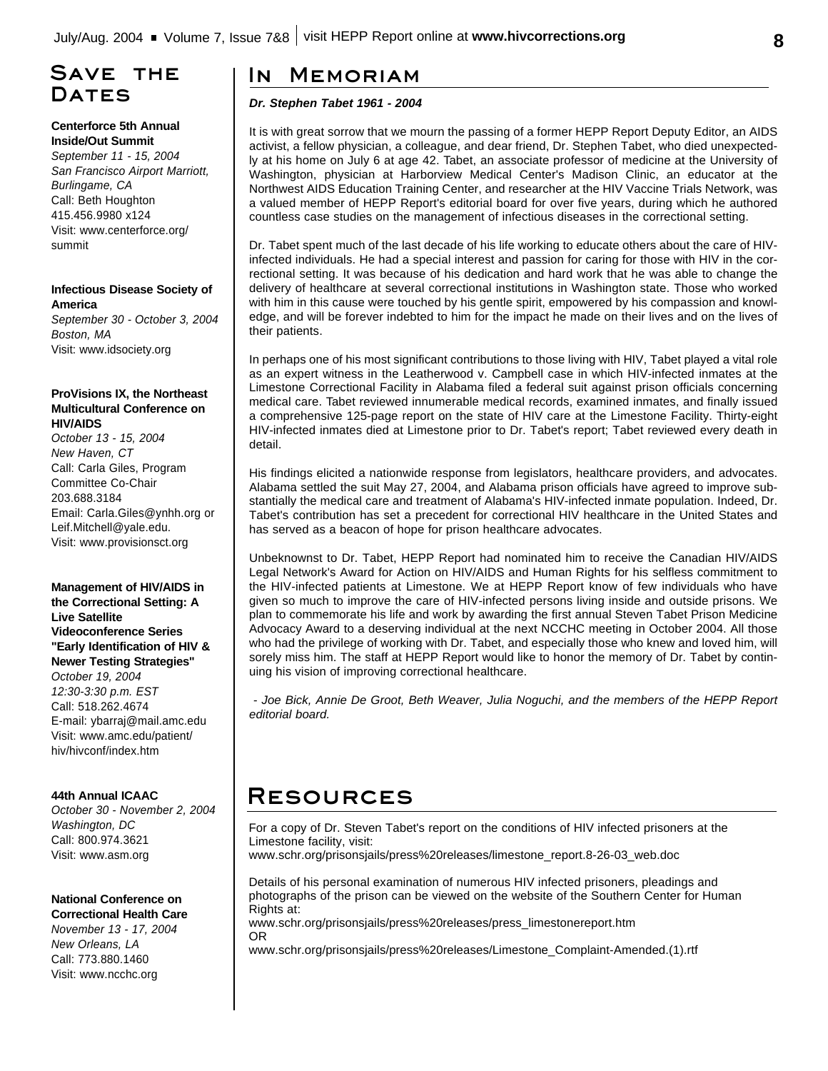# Save the Dates

**Centerforce 5th Annual Inside/Out Summit**
*September 11 - 15, 2004*
*San Francisco Airport Marriott, Burlingame, CA*
Call: Beth Houghton
415.456.9980 x124
Visit: www.centerforce.org/summit

**Infectious Disease Society of America**
*September 30 - October 3, 2004*
*Boston, MA*
Visit: www.idsociety.org

**ProVisions IX, the Northeast Multicultural Conference on HIV/AIDS**
*October 13 - 15, 2004*
*New Haven, CT*
Call: Carla Giles, Program Committee Co-Chair
203.688.3184
Email: Carla.Giles@ynhh.org or Leif.Mitchell@yale.edu.
Visit: www.provisionsct.org

**Management of HIV/AIDS in the Correctional Setting: A Live Satellite Videoconference Series "Early Identification of HIV & Newer Testing Strategies"**
*October 19, 2004*
*12:30-3:30 p.m. EST*
Call: 518.262.4674
E-mail: ybarraj@mail.amc.edu
Visit: www.amc.edu/patient/hiv/hivconf/index.htm

**44th Annual ICAAC**
*October 30 - November 2, 2004*
*Washington, DC*
Call: 800.974.3621
Visit: www.asm.org

**National Conference on Correctional Health Care**
*November 13 - 17, 2004*
*New Orleans, LA*
Call: 773.880.1460
Visit: www.ncchc.org

# In Memoriam

***Dr. Stephen Tabet 1961 - 2004***

It is with great sorrow that we mourn the passing of a former HEPP Report Deputy Editor, an AIDS activist, a fellow physician, a colleague, and dear friend, Dr. Stephen Tabet, who died unexpectedly at his home on July 6 at age 42. Tabet, an associate professor of medicine at the University of Washington, physician at Harborview Medical Center's Madison Clinic, an educator at the Northwest AIDS Education Training Center, and researcher at the HIV Vaccine Trials Network, was a valued member of HEPP Report's editorial board for over five years, during which he authored countless case studies on the management of infectious diseases in the correctional setting.

Dr. Tabet spent much of the last decade of his life working to educate others about the care of HIV-infected individuals. He had a special interest and passion for caring for those with HIV in the correctional setting. It was because of his dedication and hard work that he was able to change the delivery of healthcare at several correctional institutions in Washington state. Those who worked with him in this cause were touched by his gentle spirit, empowered by his compassion and knowledge, and will be forever indebted to him for the impact he made on their lives and on the lives of their patients.

In perhaps one of his most significant contributions to those living with HIV, Tabet played a vital role as an expert witness in the Leatherwood v. Campbell case in which HIV-infected inmates at the Limestone Correctional Facility in Alabama filed a federal suit against prison officials concerning medical care. Tabet reviewed innumerable medical records, examined inmates, and finally issued a comprehensive 125-page report on the state of HIV care at the Limestone Facility. Thirty-eight HIV-infected inmates died at Limestone prior to Dr. Tabet's report; Tabet reviewed every death in detail.

His findings elicited a nationwide response from legislators, healthcare providers, and advocates. Alabama settled the suit May 27, 2004, and Alabama prison officials have agreed to improve substantially the medical care and treatment of Alabama's HIV-infected inmate population. Indeed, Dr. Tabet's contribution has set a precedent for correctional HIV healthcare in the United States and has served as a beacon of hope for prison healthcare advocates.

Unbeknownst to Dr. Tabet, HEPP Report had nominated him to receive the Canadian HIV/AIDS Legal Network's Award for Action on HIV/AIDS and Human Rights for his selfless commitment to the HIV-infected patients at Limestone. We at HEPP Report know of few individuals who have given so much to improve the care of HIV-infected persons living inside and outside prisons. We plan to commemorate his life and work by awarding the first annual Steven Tabet Prison Medicine Advocacy Award to a deserving individual at the next NCCHC meeting in October 2004. All those who had the privilege of working with Dr. Tabet, and especially those who knew and loved him, will sorely miss him. The staff at HEPP Report would like to honor the memory of Dr. Tabet by continuing his vision of improving correctional healthcare.

*- Joe Bick, Annie De Groot, Beth Weaver, Julia Noguchi, and the members of the HEPP Report editorial board.*

# Resources

For a copy of Dr. Steven Tabet's report on the conditions of HIV infected prisoners at the Limestone facility, visit:
www.schr.org/prisonsjails/press%20releases/limestone_report.8-26-03_web.doc

Details of his personal examination of numerous HIV infected prisoners, pleadings and photographs of the prison can be viewed on the website of the Southern Center for Human Rights at:
www.schr.org/prisonsjails/press%20releases/press_limestonereport.htm
OR
www.schr.org/prisonsjails/press%20releases/Limestone_Complaint-Amended.(1).rtf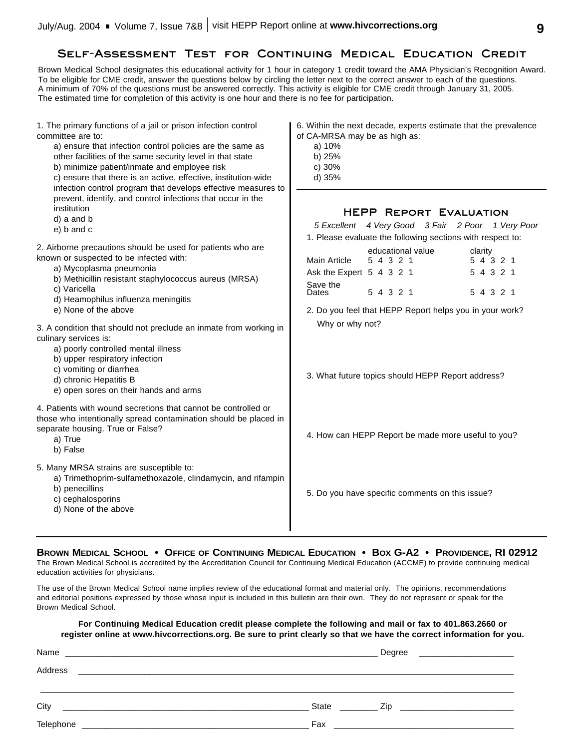## Self-Assessment Test for Continuing Medical Education Credit

Brown Medical School designates this educational activity for 1 hour in category 1 credit toward the AMA Physician's Recognition Award. To be eligible for CME credit, answer the questions below by circling the letter next to the correct answer to each of the questions. A minimum of 70% of the questions must be answered correctly. This activity is eligible for CME credit through January 31, 2005. The estimated time for completion of this activity is one hour and there is no fee for participation.

1. The primary functions of a jail or prison infection control committee are to:
   - a) ensure that infection control policies are the same as other facilities of the same security level in that state
   - b) minimize patient/inmate and employee risk
   - c) ensure that there is an active, effective, institution-wide infection control program that develops effective measures to prevent, identify, and control infections that occur in the institution
   - d) a and b
   - e) b and c

2. Airborne precautions should be used for patients who are known or suspected to be infected with:
   - a) Mycoplasma pneumonia
   - b) Methicillin resistant staphylococcus aureus (MRSA)
   - c) Varicella
   - d) Heamophilus influenza meningitis
   - e) None of the above

3. A condition that should not preclude an inmate from working in culinary services is:
   - a) poorly controlled mental illness
   - b) upper respiratory infection
   - c) vomiting or diarrhea
   - d) chronic Hepatitis B
   - e) open sores on their hands and arms

4. Patients with wound secretions that cannot be controlled or those who intentionally spread contamination should be placed in separate housing. True or False?
   - a) True
   - b) False

5. Many MRSA strains are susceptible to:
   - a) Trimethoprim-sulfamethoxazole, clindamycin, and rifampin
   - b) penecillins
   - c) cephalosporins
   - d) None of the above

6. Within the next decade, experts estimate that the prevalence of CA-MRSA may be as high as:
   - a) 10%
   - b) 25%
   - c) 30%
   - d) 35%

### HEPP Report Evaluation

*5 Excellent 4 Very Good 3 Fair 2 Poor 1 Very Poor*

1. Please evaluate the following sections with respect to:

| | educational value | clarity |
|---|---|---|
| Main Article | 5 4 3 2 1 | 5 4 3 2 1 |
| Ask the Expert | 5 4 3 2 1 | 5 4 3 2 1 |
| Save the Dates | 5 4 3 2 1 | 5 4 3 2 1 |

2. Do you feel that HEPP Report helps you in your work? Why or why not?

3. What future topics should HEPP Report address?

4. How can HEPP Report be made more useful to you?

5. Do you have specific comments on this issue?

**Brown Medical School • Office of Continuing Medical Education • Box G-A2 • Providence, RI 02912**

The Brown Medical School is accredited by the Accreditation Council for Continuing Medical Education (ACCME) to provide continuing medical education activities for physicians.

The use of the Brown Medical School name implies review of the educational format and material only. The opinions, recommendations and editorial positions expressed by those whose input is included in this bulletin are their own. They do not represent or speak for the Brown Medical School.

**For Continuing Medical Education credit please complete the following and mail or fax to 401.863.2660 or register online at www.hivcorrections.org. Be sure to print clearly so that we have the correct information for you.**

Name ______________________________ Degree ______________

Address ______________________________________________

______________________________________________________

City ______________________________ State ________ Zip ______________

Telephone ______________________________ Fax ______________________